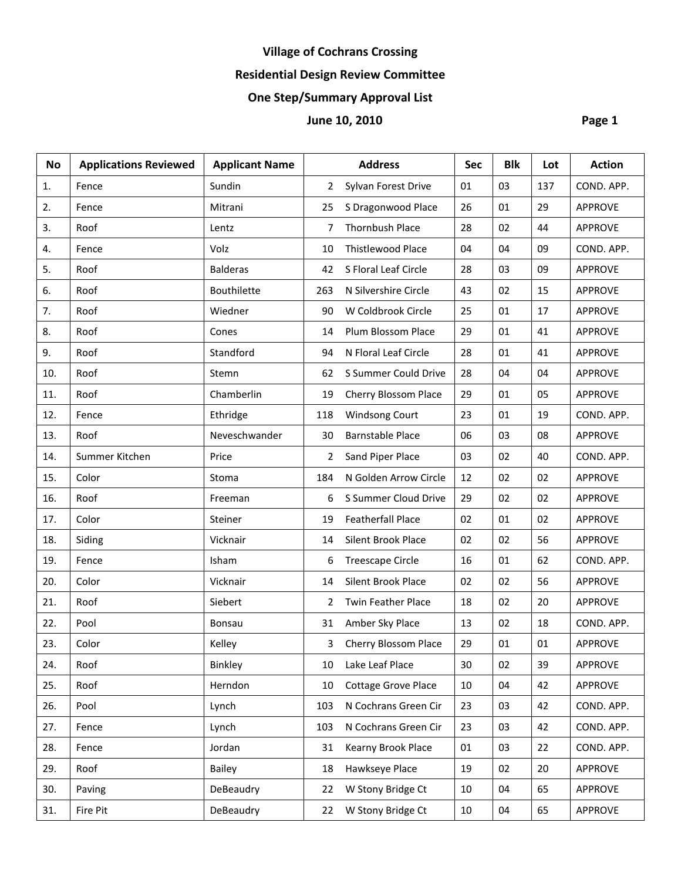# Village of Cochrans Crossing

## Residential Design Review Committee

## One Step/Summary Approval List

## June 10, 2010

| No | Applications Reviewed | Applicant Name | Address | | Sec | Blk | Lot | Action |
|---|---|---|---|---|---|---|---|---|
| 1. | Fence | Sundin | 2 | Sylvan Forest Drive | 01 | 03 | 137 | COND. APP. |
| 2. | Fence | Mitrani | 25 | S Dragonwood Place | 26 | 01 | 29 | APPROVE |
| 3. | Roof | Lentz | 7 | Thornbush Place | 28 | 02 | 44 | APPROVE |
| 4. | Fence | Volz | 10 | Thistlewood Place | 04 | 04 | 09 | COND. APP. |
| 5. | Roof | Balderas | 42 | S Floral Leaf Circle | 28 | 03 | 09 | APPROVE |
| 6. | Roof | Bouthilette | 263 | N Silvershire Circle | 43 | 02 | 15 | APPROVE |
| 7. | Roof | Wiedner | 90 | W Coldbrook Circle | 25 | 01 | 17 | APPROVE |
| 8. | Roof | Cones | 14 | Plum Blossom Place | 29 | 01 | 41 | APPROVE |
| 9. | Roof | Standford | 94 | N Floral Leaf Circle | 28 | 01 | 41 | APPROVE |
| 10. | Roof | Stemn | 62 | S Summer Could Drive | 28 | 04 | 04 | APPROVE |
| 11. | Roof | Chamberlin | 19 | Cherry Blossom Place | 29 | 01 | 05 | APPROVE |
| 12. | Fence | Ethridge | 118 | Windsong Court | 23 | 01 | 19 | COND. APP. |
| 13. | Roof | Neveschwander | 30 | Barnstable Place | 06 | 03 | 08 | APPROVE |
| 14. | Summer Kitchen | Price | 2 | Sand Piper Place | 03 | 02 | 40 | COND. APP. |
| 15. | Color | Stoma | 184 | N Golden Arrow Circle | 12 | 02 | 02 | APPROVE |
| 16. | Roof | Freeman | 6 | S Summer Cloud Drive | 29 | 02 | 02 | APPROVE |
| 17. | Color | Steiner | 19 | Featherfall Place | 02 | 01 | 02 | APPROVE |
| 18. | Siding | Vicknair | 14 | Silent Brook Place | 02 | 02 | 56 | APPROVE |
| 19. | Fence | Isham | 6 | Treescape Circle | 16 | 01 | 62 | COND. APP. |
| 20. | Color | Vicknair | 14 | Silent Brook Place | 02 | 02 | 56 | APPROVE |
| 21. | Roof | Siebert | 2 | Twin Feather Place | 18 | 02 | 20 | APPROVE |
| 22. | Pool | Bonsau | 31 | Amber Sky Place | 13 | 02 | 18 | COND. APP. |
| 23. | Color | Kelley | 3 | Cherry Blossom Place | 29 | 01 | 01 | APPROVE |
| 24. | Roof | Binkley | 10 | Lake Leaf Place | 30 | 02 | 39 | APPROVE |
| 25. | Roof | Herndon | 10 | Cottage Grove Place | 10 | 04 | 42 | APPROVE |
| 26. | Pool | Lynch | 103 | N Cochrans Green Cir | 23 | 03 | 42 | COND. APP. |
| 27. | Fence | Lynch | 103 | N Cochrans Green Cir | 23 | 03 | 42 | COND. APP. |
| 28. | Fence | Jordan | 31 | Kearny Brook Place | 01 | 03 | 22 | COND. APP. |
| 29. | Roof | Bailey | 18 | Hawkseye Place | 19 | 02 | 20 | APPROVE |
| 30. | Paving | DeBeaudry | 22 | W Stony Bridge Ct | 10 | 04 | 65 | APPROVE |
| 31. | Fire Pit | DeBeaudry | 22 | W Stony Bridge Ct | 10 | 04 | 65 | APPROVE |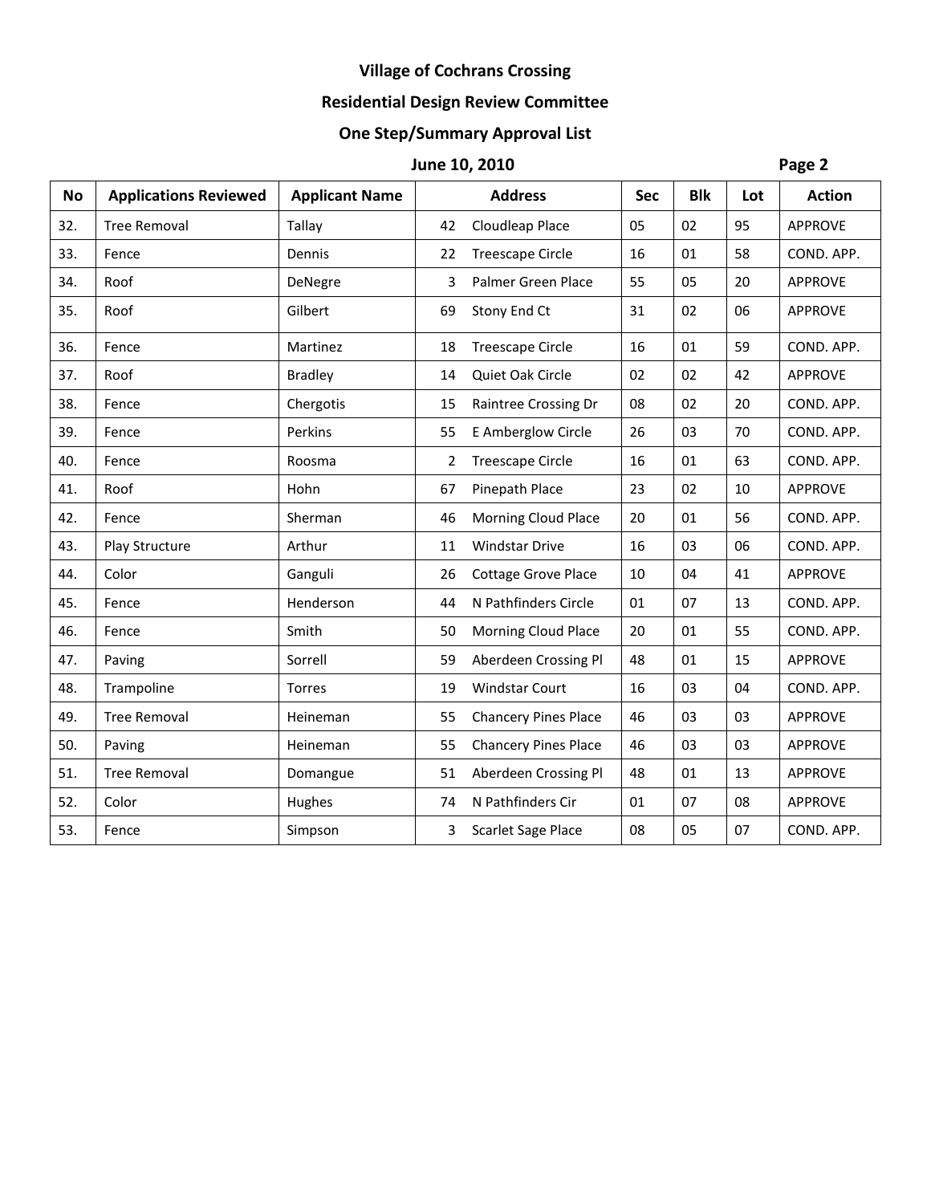**Village of Cochrans Crossing**

**Residential Design Review Committee**

**One Step/Summary Approval List**

**June 10, 2010**

| No | Applications Reviewed | Applicant Name | Address | | Sec | Blk | Lot | Action |
|---|---|---|---|---|---|---|---|---|
| 32. | Tree Removal | Tallay | 42 | Cloudleap Place | 05 | 02 | 95 | APPROVE |
| 33. | Fence | Dennis | 22 | Treescape Circle | 16 | 01 | 58 | COND. APP. |
| 34. | Roof | DeNegre | 3 | Palmer Green Place | 55 | 05 | 20 | APPROVE |
| 35. | Roof | Gilbert | 69 | Stony End Ct | 31 | 02 | 06 | APPROVE |
| 36. | Fence | Martinez | 18 | Treescape Circle | 16 | 01 | 59 | COND. APP. |
| 37. | Roof | Bradley | 14 | Quiet Oak Circle | 02 | 02 | 42 | APPROVE |
| 38. | Fence | Chergotis | 15 | Raintree Crossing Dr | 08 | 02 | 20 | COND. APP. |
| 39. | Fence | Perkins | 55 | E Amberglow Circle | 26 | 03 | 70 | COND. APP. |
| 40. | Fence | Roosma | 2 | Treescape Circle | 16 | 01 | 63 | COND. APP. |
| 41. | Roof | Hohn | 67 | Pinepath Place | 23 | 02 | 10 | APPROVE |
| 42. | Fence | Sherman | 46 | Morning Cloud Place | 20 | 01 | 56 | COND. APP. |
| 43. | Play Structure | Arthur | 11 | Windstar Drive | 16 | 03 | 06 | COND. APP. |
| 44. | Color | Ganguli | 26 | Cottage Grove Place | 10 | 04 | 41 | APPROVE |
| 45. | Fence | Henderson | 44 | N Pathfinders Circle | 01 | 07 | 13 | COND. APP. |
| 46. | Fence | Smith | 50 | Morning Cloud Place | 20 | 01 | 55 | COND. APP. |
| 47. | Paving | Sorrell | 59 | Aberdeen Crossing Pl | 48 | 01 | 15 | APPROVE |
| 48. | Trampoline | Torres | 19 | Windstar Court | 16 | 03 | 04 | COND. APP. |
| 49. | Tree Removal | Heineman | 55 | Chancery Pines Place | 46 | 03 | 03 | APPROVE |
| 50. | Paving | Heineman | 55 | Chancery Pines Place | 46 | 03 | 03 | APPROVE |
| 51. | Tree Removal | Domangue | 51 | Aberdeen Crossing Pl | 48 | 01 | 13 | APPROVE |
| 52. | Color | Hughes | 74 | N Pathfinders Cir | 01 | 07 | 08 | APPROVE |
| 53. | Fence | Simpson | 3 | Scarlet Sage Place | 08 | 05 | 07 | COND. APP. |